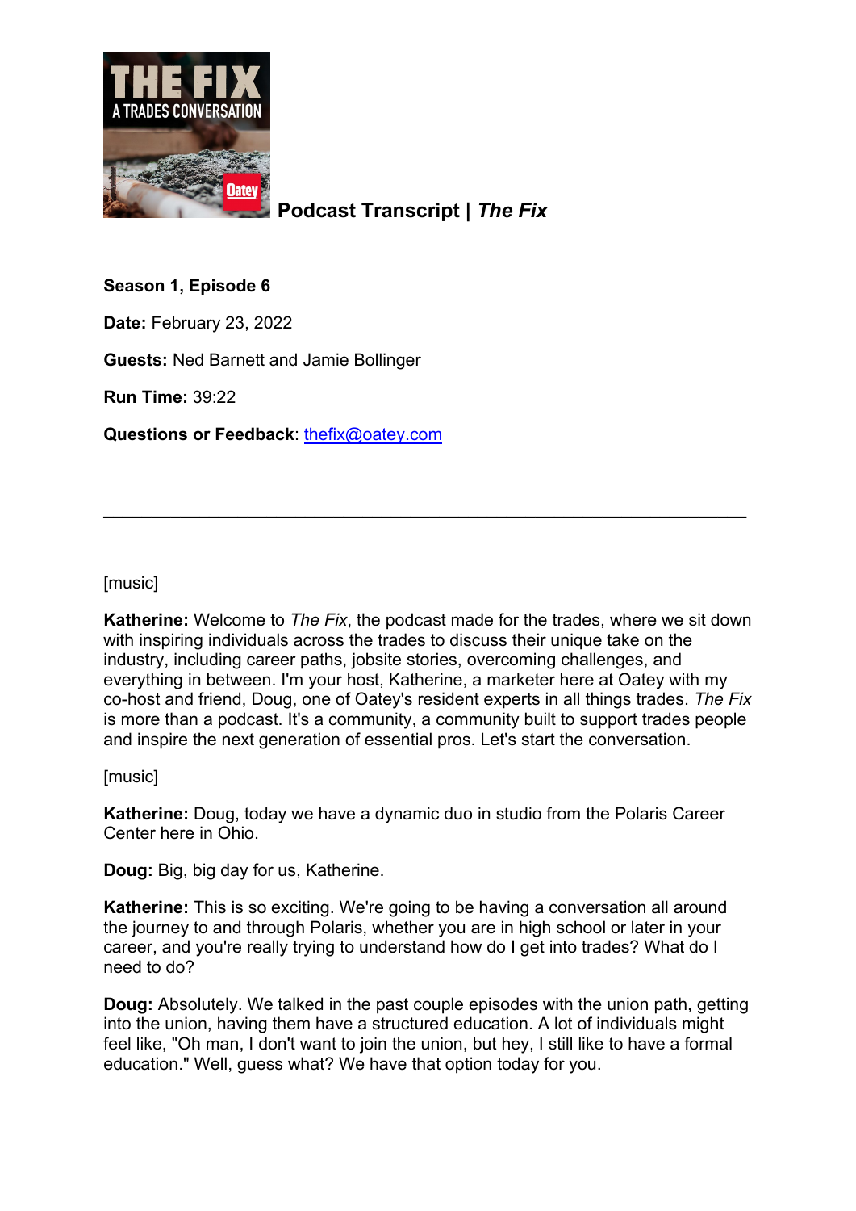# Podcast Transcript | *The Fix*

**Season 1, Episode 6**

**Date:** February 23, 2022

**Guests:** Ned Barnett and Jamie Bollinger

**Run Time:** 39:22

**Questions or Feedback**: thefix@oatey.com

---

[music]

**Katherine:** Welcome to *The Fix*, the podcast made for the trades, where we sit down with inspiring individuals across the trades to discuss their unique take on the industry, including career paths, jobsite stories, overcoming challenges, and everything in between. I'm your host, Katherine, a marketer here at Oatey with my co-host and friend, Doug, one of Oatey's resident experts in all things trades. *The Fix* is more than a podcast. It's a community, a community built to support trades people and inspire the next generation of essential pros. Let's start the conversation.

[music]

**Katherine:** Doug, today we have a dynamic duo in studio from the Polaris Career Center here in Ohio.

**Doug:** Big, big day for us, Katherine.

**Katherine:** This is so exciting. We're going to be having a conversation all around the journey to and through Polaris, whether you are in high school or later in your career, and you're really trying to understand how do I get into trades? What do I need to do?

**Doug:** Absolutely. We talked in the past couple episodes with the union path, getting into the union, having them have a structured education. A lot of individuals might feel like, "Oh man, I don't want to join the union, but hey, I still like to have a formal education." Well, guess what? We have that option today for you.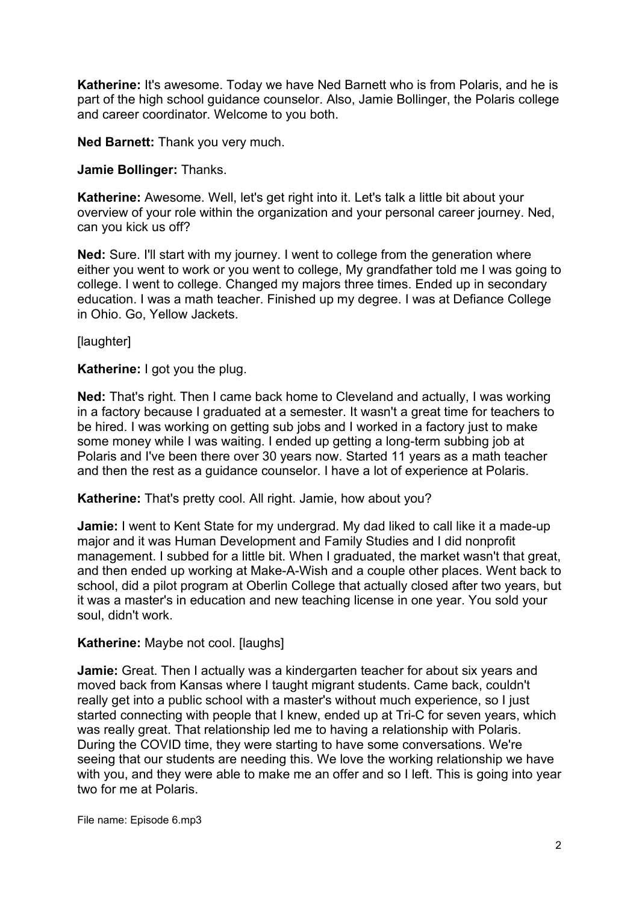**Katherine:** It's awesome. Today we have Ned Barnett who is from Polaris, and he is part of the high school guidance counselor. Also, Jamie Bollinger, the Polaris college and career coordinator. Welcome to you both.

**Ned Barnett:** Thank you very much.

**Jamie Bollinger:** Thanks.

**Katherine:** Awesome. Well, let's get right into it. Let's talk a little bit about your overview of your role within the organization and your personal career journey. Ned, can you kick us off?

**Ned:** Sure. I'll start with my journey. I went to college from the generation where either you went to work or you went to college, My grandfather told me I was going to college. I went to college. Changed my majors three times. Ended up in secondary education. I was a math teacher. Finished up my degree. I was at Defiance College in Ohio. Go, Yellow Jackets.

[laughter]

**Katherine:** I got you the plug.

**Ned:** That's right. Then I came back home to Cleveland and actually, I was working in a factory because I graduated at a semester. It wasn't a great time for teachers to be hired. I was working on getting sub jobs and I worked in a factory just to make some money while I was waiting. I ended up getting a long-term subbing job at Polaris and I've been there over 30 years now. Started 11 years as a math teacher and then the rest as a guidance counselor. I have a lot of experience at Polaris.

**Katherine:** That's pretty cool. All right. Jamie, how about you?

**Jamie:** I went to Kent State for my undergrad. My dad liked to call like it a made-up major and it was Human Development and Family Studies and I did nonprofit management. I subbed for a little bit. When I graduated, the market wasn't that great, and then ended up working at Make-A-Wish and a couple other places. Went back to school, did a pilot program at Oberlin College that actually closed after two years, but it was a master's in education and new teaching license in one year. You sold your soul, didn't work.

**Katherine:** Maybe not cool. [laughs]

**Jamie:** Great. Then I actually was a kindergarten teacher for about six years and moved back from Kansas where I taught migrant students. Came back, couldn't really get into a public school with a master's without much experience, so I just started connecting with people that I knew, ended up at Tri-C for seven years, which was really great. That relationship led me to having a relationship with Polaris. During the COVID time, they were starting to have some conversations. We're seeing that our students are needing this. We love the working relationship we have with you, and they were able to make me an offer and so I left. This is going into year two for me at Polaris.

File name: Episode 6.mp3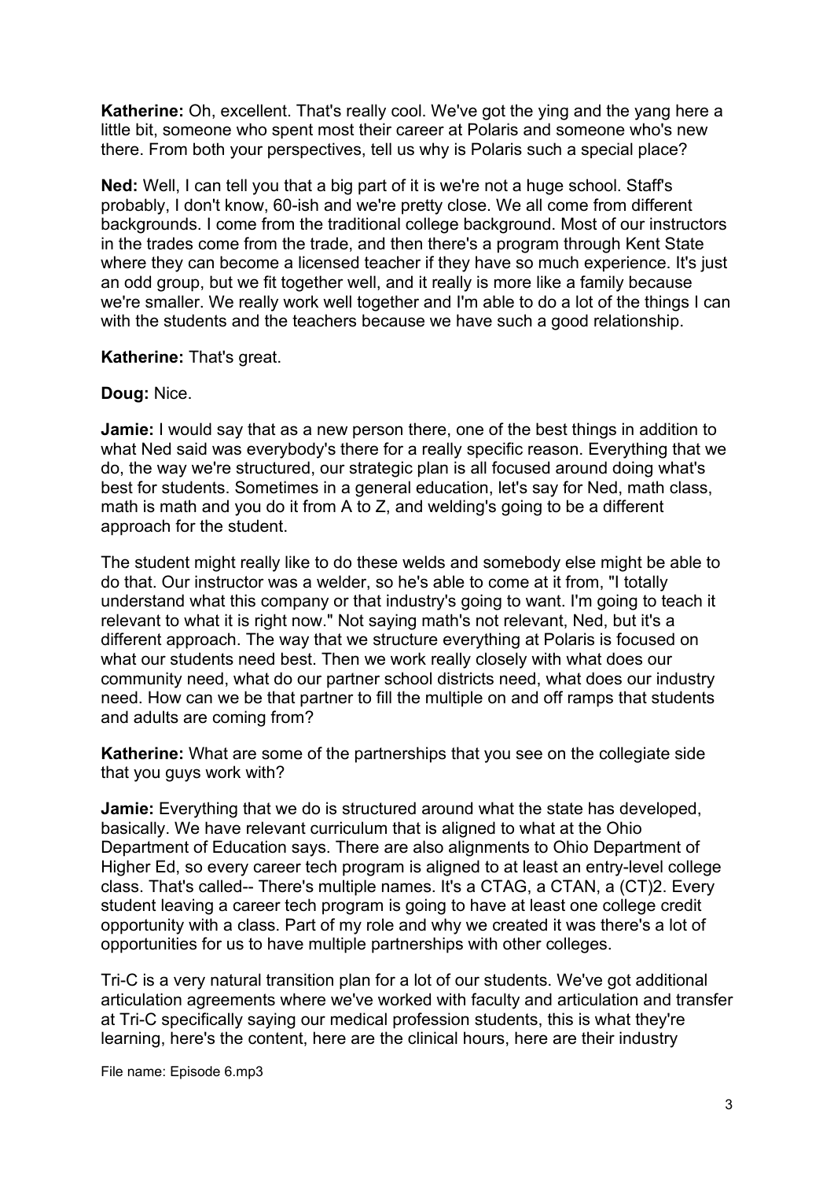**Katherine:** Oh, excellent. That's really cool. We've got the ying and the yang here a little bit, someone who spent most their career at Polaris and someone who's new there. From both your perspectives, tell us why is Polaris such a special place?

**Ned:** Well, I can tell you that a big part of it is we're not a huge school. Staff's probably, I don't know, 60-ish and we're pretty close. We all come from different backgrounds. I come from the traditional college background. Most of our instructors in the trades come from the trade, and then there's a program through Kent State where they can become a licensed teacher if they have so much experience. It's just an odd group, but we fit together well, and it really is more like a family because we're smaller. We really work well together and I'm able to do a lot of the things I can with the students and the teachers because we have such a good relationship.

**Katherine:** That's great.

**Doug:** Nice.

**Jamie:** I would say that as a new person there, one of the best things in addition to what Ned said was everybody's there for a really specific reason. Everything that we do, the way we're structured, our strategic plan is all focused around doing what's best for students. Sometimes in a general education, let's say for Ned, math class, math is math and you do it from A to Z, and welding's going to be a different approach for the student.

The student might really like to do these welds and somebody else might be able to do that. Our instructor was a welder, so he's able to come at it from, "I totally understand what this company or that industry's going to want. I'm going to teach it relevant to what it is right now." Not saying math's not relevant, Ned, but it's a different approach. The way that we structure everything at Polaris is focused on what our students need best. Then we work really closely with what does our community need, what do our partner school districts need, what does our industry need. How can we be that partner to fill the multiple on and off ramps that students and adults are coming from?

**Katherine:** What are some of the partnerships that you see on the collegiate side that you guys work with?

**Jamie:** Everything that we do is structured around what the state has developed, basically. We have relevant curriculum that is aligned to what at the Ohio Department of Education says. There are also alignments to Ohio Department of Higher Ed, so every career tech program is aligned to at least an entry-level college class. That's called-- There's multiple names. It's a CTAG, a CTAN, a (CT)2. Every student leaving a career tech program is going to have at least one college credit opportunity with a class. Part of my role and why we created it was there's a lot of opportunities for us to have multiple partnerships with other colleges.

Tri-C is a very natural transition plan for a lot of our students. We've got additional articulation agreements where we've worked with faculty and articulation and transfer at Tri-C specifically saying our medical profession students, this is what they're learning, here's the content, here are the clinical hours, here are their industry

File name: Episode 6.mp3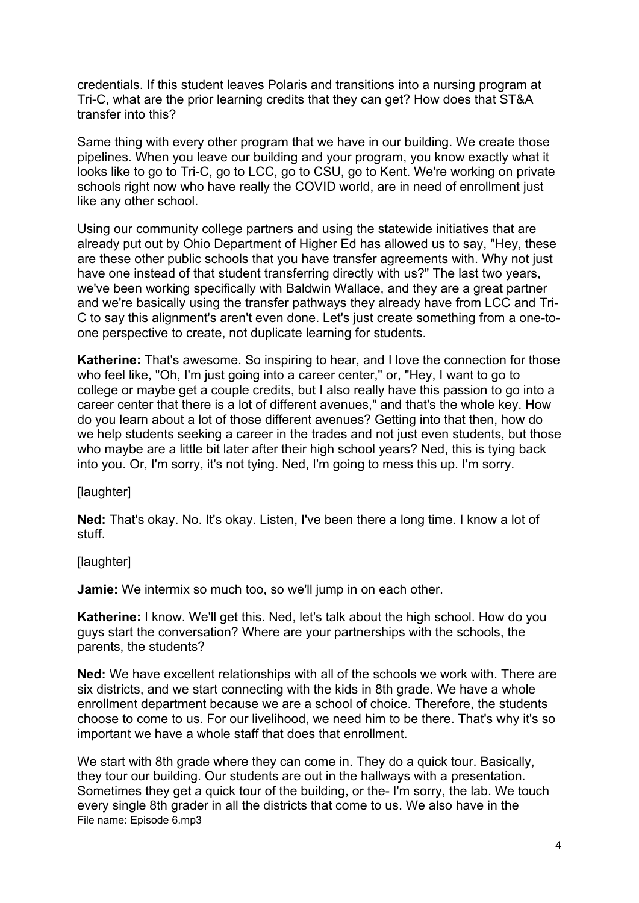credentials. If this student leaves Polaris and transitions into a nursing program at Tri-C, what are the prior learning credits that they can get? How does that ST&A transfer into this?

Same thing with every other program that we have in our building. We create those pipelines. When you leave our building and your program, you know exactly what it looks like to go to Tri-C, go to LCC, go to CSU, go to Kent. We're working on private schools right now who have really the COVID world, are in need of enrollment just like any other school.

Using our community college partners and using the statewide initiatives that are already put out by Ohio Department of Higher Ed has allowed us to say, "Hey, these are these other public schools that you have transfer agreements with. Why not just have one instead of that student transferring directly with us?" The last two years, we've been working specifically with Baldwin Wallace, and they are a great partner and we're basically using the transfer pathways they already have from LCC and Tri-C to say this alignment's aren't even done. Let's just create something from a one-to-one perspective to create, not duplicate learning for students.

**Katherine:** That's awesome. So inspiring to hear, and I love the connection for those who feel like, "Oh, I'm just going into a career center," or, "Hey, I want to go to college or maybe get a couple credits, but I also really have this passion to go into a career center that there is a lot of different avenues," and that's the whole key. How do you learn about a lot of those different avenues? Getting into that then, how do we help students seeking a career in the trades and not just even students, but those who maybe are a little bit later after their high school years? Ned, this is tying back into you. Or, I'm sorry, it's not tying. Ned, I'm going to mess this up. I'm sorry.

[laughter]

**Ned:** That's okay. No. It's okay. Listen, I've been there a long time. I know a lot of stuff.

[laughter]

**Jamie:** We intermix so much too, so we'll jump in on each other.

**Katherine:** I know. We'll get this. Ned, let's talk about the high school. How do you guys start the conversation? Where are your partnerships with the schools, the parents, the students?

**Ned:** We have excellent relationships with all of the schools we work with. There are six districts, and we start connecting with the kids in 8th grade. We have a whole enrollment department because we are a school of choice. Therefore, the students choose to come to us. For our livelihood, we need him to be there. That's why it's so important we have a whole staff that does that enrollment.

We start with 8th grade where they can come in. They do a quick tour. Basically, they tour our building. Our students are out in the hallways with a presentation. Sometimes they get a quick tour of the building, or the- I'm sorry, the lab. We touch every single 8th grader in all the districts that come to us. We also have in the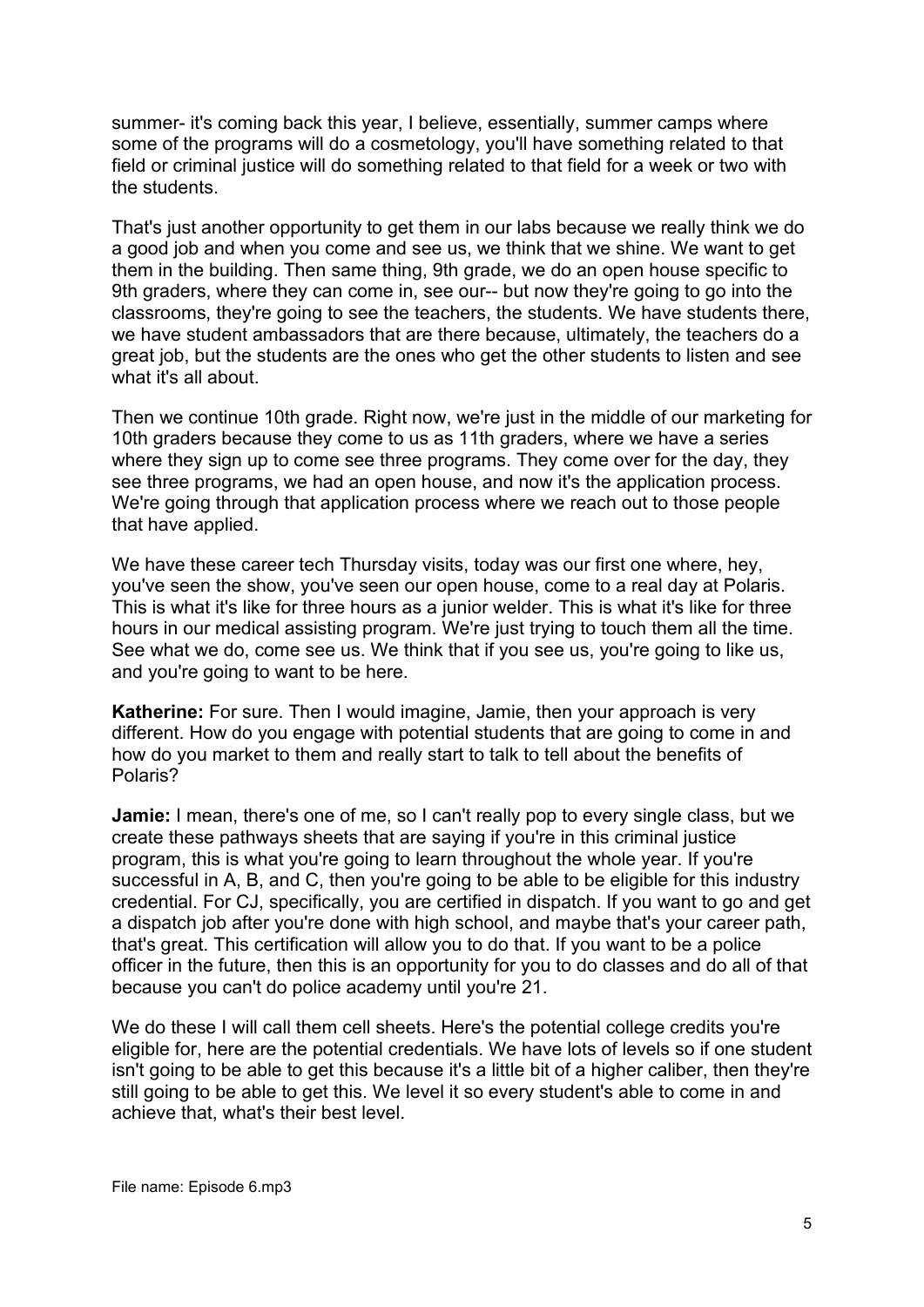summer- it's coming back this year, I believe, essentially, summer camps where some of the programs will do a cosmetology, you'll have something related to that field or criminal justice will do something related to that field for a week or two with the students.

That's just another opportunity to get them in our labs because we really think we do a good job and when you come and see us, we think that we shine. We want to get them in the building. Then same thing, 9th grade, we do an open house specific to 9th graders, where they can come in, see our-- but now they're going to go into the classrooms, they're going to see the teachers, the students. We have students there, we have student ambassadors that are there because, ultimately, the teachers do a great job, but the students are the ones who get the other students to listen and see what it's all about.

Then we continue 10th grade. Right now, we're just in the middle of our marketing for 10th graders because they come to us as 11th graders, where we have a series where they sign up to come see three programs. They come over for the day, they see three programs, we had an open house, and now it's the application process. We're going through that application process where we reach out to those people that have applied.

We have these career tech Thursday visits, today was our first one where, hey, you've seen the show, you've seen our open house, come to a real day at Polaris. This is what it's like for three hours as a junior welder. This is what it's like for three hours in our medical assisting program. We're just trying to touch them all the time. See what we do, come see us. We think that if you see us, you're going to like us, and you're going to want to be here.

**Katherine:** For sure. Then I would imagine, Jamie, then your approach is very different. How do you engage with potential students that are going to come in and how do you market to them and really start to talk to tell about the benefits of Polaris?

**Jamie:** I mean, there's one of me, so I can't really pop to every single class, but we create these pathways sheets that are saying if you're in this criminal justice program, this is what you're going to learn throughout the whole year. If you're successful in A, B, and C, then you're going to be able to be eligible for this industry credential. For CJ, specifically, you are certified in dispatch. If you want to go and get a dispatch job after you're done with high school, and maybe that's your career path, that's great. This certification will allow you to do that. If you want to be a police officer in the future, then this is an opportunity for you to do classes and do all of that because you can't do police academy until you're 21.

We do these I will call them cell sheets. Here's the potential college credits you're eligible for, here are the potential credentials. We have lots of levels so if one student isn't going to be able to get this because it's a little bit of a higher caliber, then they're still going to be able to get this. We level it so every student's able to come in and achieve that, what's their best level.

File name: Episode 6.mp3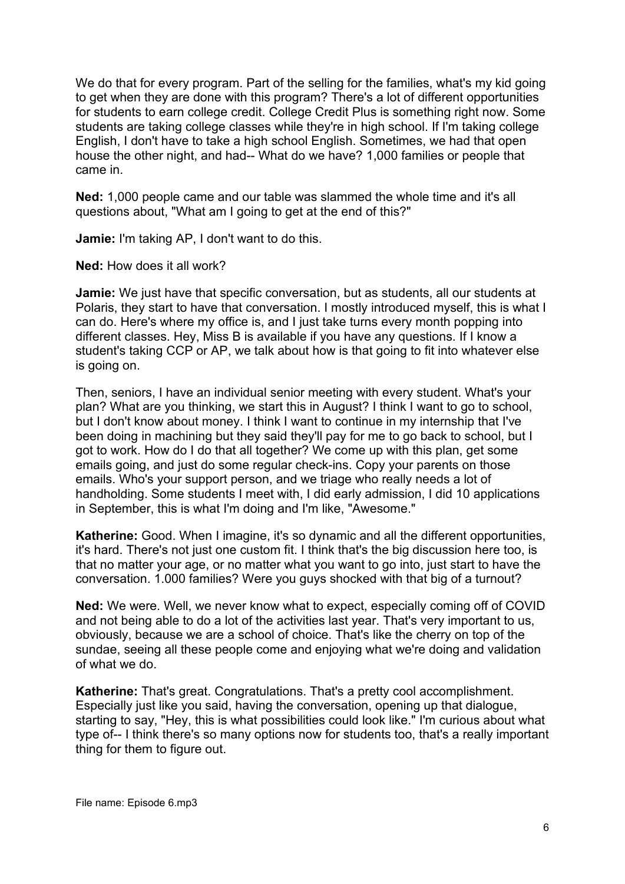We do that for every program. Part of the selling for the families, what's my kid going to get when they are done with this program? There's a lot of different opportunities for students to earn college credit. College Credit Plus is something right now. Some students are taking college classes while they're in high school. If I'm taking college English, I don't have to take a high school English. Sometimes, we had that open house the other night, and had-- What do we have? 1,000 families or people that came in.

**Ned:** 1,000 people came and our table was slammed the whole time and it's all questions about, "What am I going to get at the end of this?"

**Jamie:** I'm taking AP, I don't want to do this.

**Ned:** How does it all work?

**Jamie:** We just have that specific conversation, but as students, all our students at Polaris, they start to have that conversation. I mostly introduced myself, this is what I can do. Here's where my office is, and I just take turns every month popping into different classes. Hey, Miss B is available if you have any questions. If I know a student's taking CCP or AP, we talk about how is that going to fit into whatever else is going on.

Then, seniors, I have an individual senior meeting with every student. What's your plan? What are you thinking, we start this in August? I think I want to go to school, but I don't know about money. I think I want to continue in my internship that I've been doing in machining but they said they'll pay for me to go back to school, but I got to work. How do I do that all together? We come up with this plan, get some emails going, and just do some regular check-ins. Copy your parents on those emails. Who's your support person, and we triage who really needs a lot of handholding. Some students I meet with, I did early admission, I did 10 applications in September, this is what I'm doing and I'm like, "Awesome."

**Katherine:** Good. When I imagine, it's so dynamic and all the different opportunities, it's hard. There's not just one custom fit. I think that's the big discussion here too, is that no matter your age, or no matter what you want to go into, just start to have the conversation. 1.000 families? Were you guys shocked with that big of a turnout?

**Ned:** We were. Well, we never know what to expect, especially coming off of COVID and not being able to do a lot of the activities last year. That's very important to us, obviously, because we are a school of choice. That's like the cherry on top of the sundae, seeing all these people come and enjoying what we're doing and validation of what we do.

**Katherine:** That's great. Congratulations. That's a pretty cool accomplishment. Especially just like you said, having the conversation, opening up that dialogue, starting to say, "Hey, this is what possibilities could look like." I'm curious about what type of-- I think there's so many options now for students too, that's a really important thing for them to figure out.

File name: Episode 6.mp3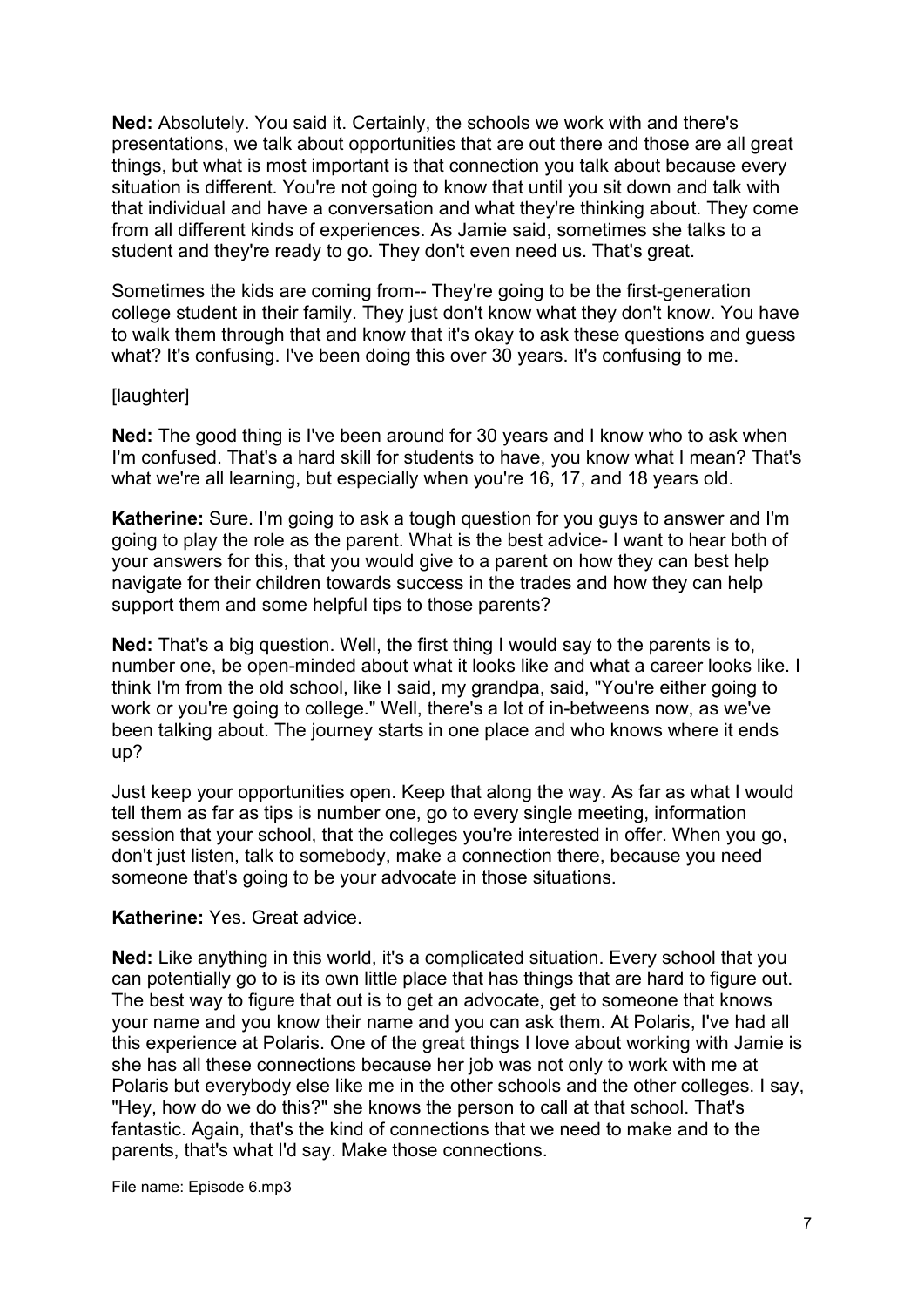**Ned:** Absolutely. You said it. Certainly, the schools we work with and there's presentations, we talk about opportunities that are out there and those are all great things, but what is most important is that connection you talk about because every situation is different. You're not going to know that until you sit down and talk with that individual and have a conversation and what they're thinking about. They come from all different kinds of experiences. As Jamie said, sometimes she talks to a student and they're ready to go. They don't even need us. That's great.

Sometimes the kids are coming from-- They're going to be the first-generation college student in their family. They just don't know what they don't know. You have to walk them through that and know that it's okay to ask these questions and guess what? It's confusing. I've been doing this over 30 years. It's confusing to me.

[laughter]

**Ned:** The good thing is I've been around for 30 years and I know who to ask when I'm confused. That's a hard skill for students to have, you know what I mean? That's what we're all learning, but especially when you're 16, 17, and 18 years old.

**Katherine:** Sure. I'm going to ask a tough question for you guys to answer and I'm going to play the role as the parent. What is the best advice- I want to hear both of your answers for this, that you would give to a parent on how they can best help navigate for their children towards success in the trades and how they can help support them and some helpful tips to those parents?

**Ned:** That's a big question. Well, the first thing I would say to the parents is to, number one, be open-minded about what it looks like and what a career looks like. I think I'm from the old school, like I said, my grandpa, said, "You're either going to work or you're going to college." Well, there's a lot of in-betweens now, as we've been talking about. The journey starts in one place and who knows where it ends up?

Just keep your opportunities open. Keep that along the way. As far as what I would tell them as far as tips is number one, go to every single meeting, information session that your school, that the colleges you're interested in offer. When you go, don't just listen, talk to somebody, make a connection there, because you need someone that's going to be your advocate in those situations.

**Katherine:** Yes. Great advice.

**Ned:** Like anything in this world, it's a complicated situation. Every school that you can potentially go to is its own little place that has things that are hard to figure out. The best way to figure that out is to get an advocate, get to someone that knows your name and you know their name and you can ask them. At Polaris, I've had all this experience at Polaris. One of the great things I love about working with Jamie is she has all these connections because her job was not only to work with me at Polaris but everybody else like me in the other schools and the other colleges. I say, "Hey, how do we do this?" she knows the person to call at that school. That's fantastic. Again, that's the kind of connections that we need to make and to the parents, that's what I'd say. Make those connections.

File name: Episode 6.mp3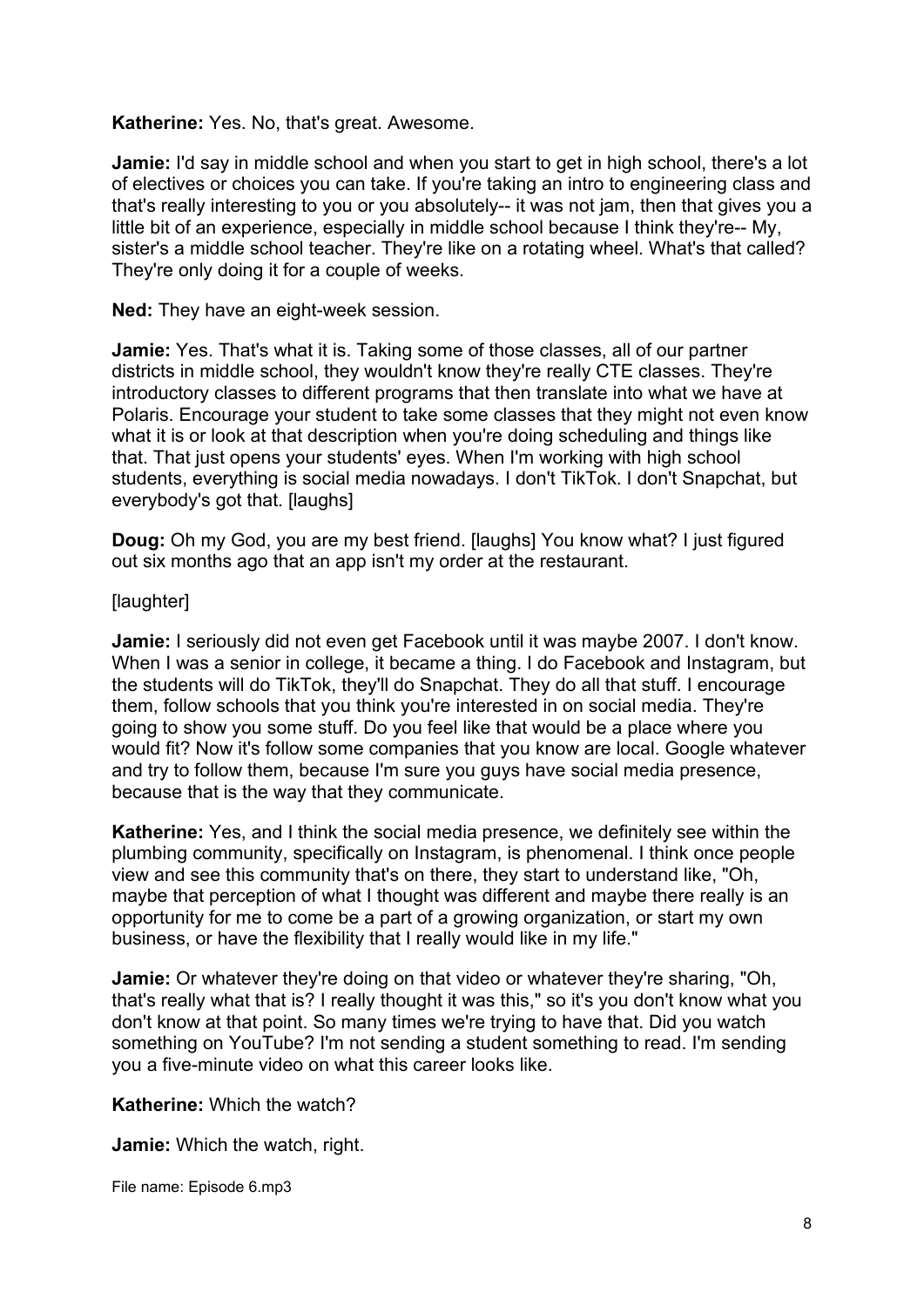**Katherine:** Yes. No, that's great. Awesome.

**Jamie:** I'd say in middle school and when you start to get in high school, there's a lot of electives or choices you can take. If you're taking an intro to engineering class and that's really interesting to you or you absolutely-- it was not jam, then that gives you a little bit of an experience, especially in middle school because I think they're-- My, sister's a middle school teacher. They're like on a rotating wheel. What's that called? They're only doing it for a couple of weeks.

**Ned:** They have an eight-week session.

**Jamie:** Yes. That's what it is. Taking some of those classes, all of our partner districts in middle school, they wouldn't know they're really CTE classes. They're introductory classes to different programs that then translate into what we have at Polaris. Encourage your student to take some classes that they might not even know what it is or look at that description when you're doing scheduling and things like that. That just opens your students' eyes. When I'm working with high school students, everything is social media nowadays. I don't TikTok. I don't Snapchat, but everybody's got that. [laughs]

**Doug:** Oh my God, you are my best friend. [laughs] You know what? I just figured out six months ago that an app isn't my order at the restaurant.

[laughter]

**Jamie:** I seriously did not even get Facebook until it was maybe 2007. I don't know. When I was a senior in college, it became a thing. I do Facebook and Instagram, but the students will do TikTok, they'll do Snapchat. They do all that stuff. I encourage them, follow schools that you think you're interested in on social media. They're going to show you some stuff. Do you feel like that would be a place where you would fit? Now it's follow some companies that you know are local. Google whatever and try to follow them, because I'm sure you guys have social media presence, because that is the way that they communicate.

**Katherine:** Yes, and I think the social media presence, we definitely see within the plumbing community, specifically on Instagram, is phenomenal. I think once people view and see this community that's on there, they start to understand like, "Oh, maybe that perception of what I thought was different and maybe there really is an opportunity for me to come be a part of a growing organization, or start my own business, or have the flexibility that I really would like in my life."

**Jamie:** Or whatever they're doing on that video or whatever they're sharing, "Oh, that's really what that is? I really thought it was this," so it's you don't know what you don't know at that point. So many times we're trying to have that. Did you watch something on YouTube? I'm not sending a student something to read. I'm sending you a five-minute video on what this career looks like.

**Katherine:** Which the watch?

**Jamie:** Which the watch, right.

File name: Episode 6.mp3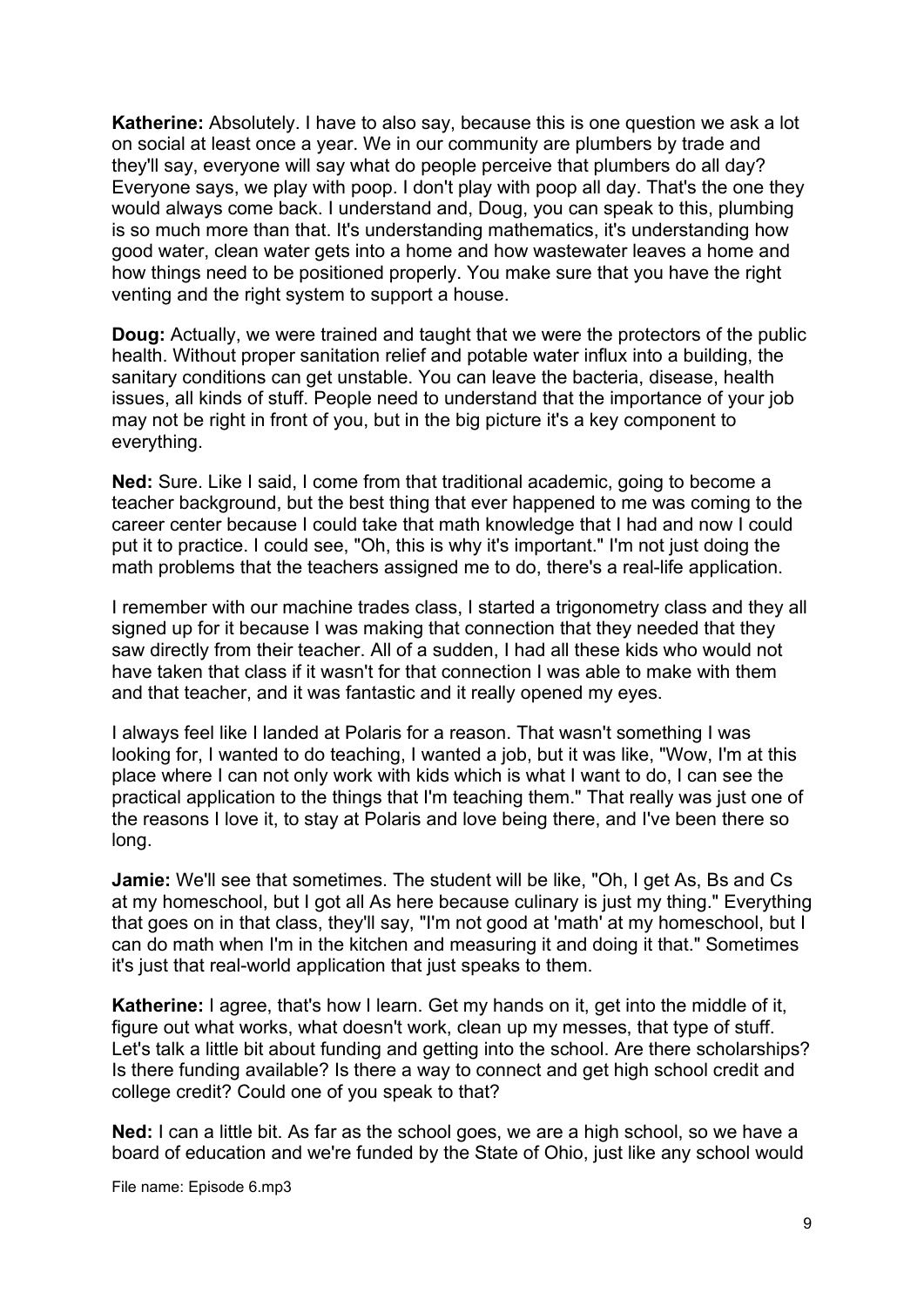**Katherine:** Absolutely. I have to also say, because this is one question we ask a lot on social at least once a year. We in our community are plumbers by trade and they'll say, everyone will say what do people perceive that plumbers do all day? Everyone says, we play with poop. I don't play with poop all day. That's the one they would always come back. I understand and, Doug, you can speak to this, plumbing is so much more than that. It's understanding mathematics, it's understanding how good water, clean water gets into a home and how wastewater leaves a home and how things need to be positioned properly. You make sure that you have the right venting and the right system to support a house.

**Doug:** Actually, we were trained and taught that we were the protectors of the public health. Without proper sanitation relief and potable water influx into a building, the sanitary conditions can get unstable. You can leave the bacteria, disease, health issues, all kinds of stuff. People need to understand that the importance of your job may not be right in front of you, but in the big picture it's a key component to everything.

**Ned:** Sure. Like I said, I come from that traditional academic, going to become a teacher background, but the best thing that ever happened to me was coming to the career center because I could take that math knowledge that I had and now I could put it to practice. I could see, "Oh, this is why it's important." I'm not just doing the math problems that the teachers assigned me to do, there's a real-life application.

I remember with our machine trades class, I started a trigonometry class and they all signed up for it because I was making that connection that they needed that they saw directly from their teacher. All of a sudden, I had all these kids who would not have taken that class if it wasn't for that connection I was able to make with them and that teacher, and it was fantastic and it really opened my eyes.

I always feel like I landed at Polaris for a reason. That wasn't something I was looking for, I wanted to do teaching, I wanted a job, but it was like, "Wow, I'm at this place where I can not only work with kids which is what I want to do, I can see the practical application to the things that I'm teaching them." That really was just one of the reasons I love it, to stay at Polaris and love being there, and I've been there so long.

**Jamie:** We'll see that sometimes. The student will be like, "Oh, I get As, Bs and Cs at my homeschool, but I got all As here because culinary is just my thing." Everything that goes on in that class, they'll say, "I'm not good at 'math' at my homeschool, but I can do math when I'm in the kitchen and measuring it and doing it that." Sometimes it's just that real-world application that just speaks to them.

**Katherine:** I agree, that's how I learn. Get my hands on it, get into the middle of it, figure out what works, what doesn't work, clean up my messes, that type of stuff. Let's talk a little bit about funding and getting into the school. Are there scholarships? Is there funding available? Is there a way to connect and get high school credit and college credit? Could one of you speak to that?

**Ned:** I can a little bit. As far as the school goes, we are a high school, so we have a board of education and we're funded by the State of Ohio, just like any school would

File name: Episode 6.mp3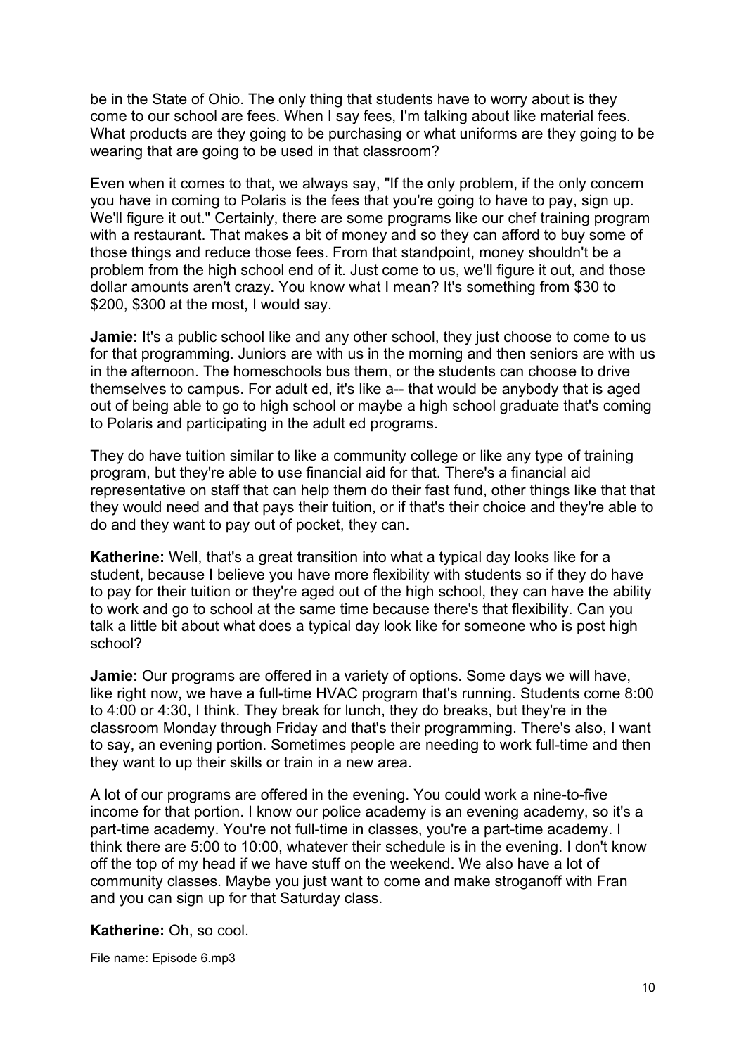be in the State of Ohio. The only thing that students have to worry about is they come to our school are fees. When I say fees, I'm talking about like material fees. What products are they going to be purchasing or what uniforms are they going to be wearing that are going to be used in that classroom?

Even when it comes to that, we always say, "If the only problem, if the only concern you have in coming to Polaris is the fees that you're going to have to pay, sign up. We'll figure it out." Certainly, there are some programs like our chef training program with a restaurant. That makes a bit of money and so they can afford to buy some of those things and reduce those fees. From that standpoint, money shouldn't be a problem from the high school end of it. Just come to us, we'll figure it out, and those dollar amounts aren't crazy. You know what I mean? It's something from $30 to $200, $300 at the most, I would say.

**Jamie:** It's a public school like and any other school, they just choose to come to us for that programming. Juniors are with us in the morning and then seniors are with us in the afternoon. The homeschools bus them, or the students can choose to drive themselves to campus. For adult ed, it's like a-- that would be anybody that is aged out of being able to go to high school or maybe a high school graduate that's coming to Polaris and participating in the adult ed programs.

They do have tuition similar to like a community college or like any type of training program, but they're able to use financial aid for that. There's a financial aid representative on staff that can help them do their fast fund, other things like that that they would need and that pays their tuition, or if that's their choice and they're able to do and they want to pay out of pocket, they can.

**Katherine:** Well, that's a great transition into what a typical day looks like for a student, because I believe you have more flexibility with students so if they do have to pay for their tuition or they're aged out of the high school, they can have the ability to work and go to school at the same time because there's that flexibility. Can you talk a little bit about what does a typical day look like for someone who is post high school?

**Jamie:** Our programs are offered in a variety of options. Some days we will have, like right now, we have a full-time HVAC program that's running. Students come 8:00 to 4:00 or 4:30, I think. They break for lunch, they do breaks, but they're in the classroom Monday through Friday and that's their programming. There's also, I want to say, an evening portion. Sometimes people are needing to work full-time and then they want to up their skills or train in a new area.

A lot of our programs are offered in the evening. You could work a nine-to-five income for that portion. I know our police academy is an evening academy, so it's a part-time academy. You're not full-time in classes, you're a part-time academy. I think there are 5:00 to 10:00, whatever their schedule is in the evening. I don't know off the top of my head if we have stuff on the weekend. We also have a lot of community classes. Maybe you just want to come and make stroganoff with Fran and you can sign up for that Saturday class.

**Katherine:** Oh, so cool.

File name: Episode 6.mp3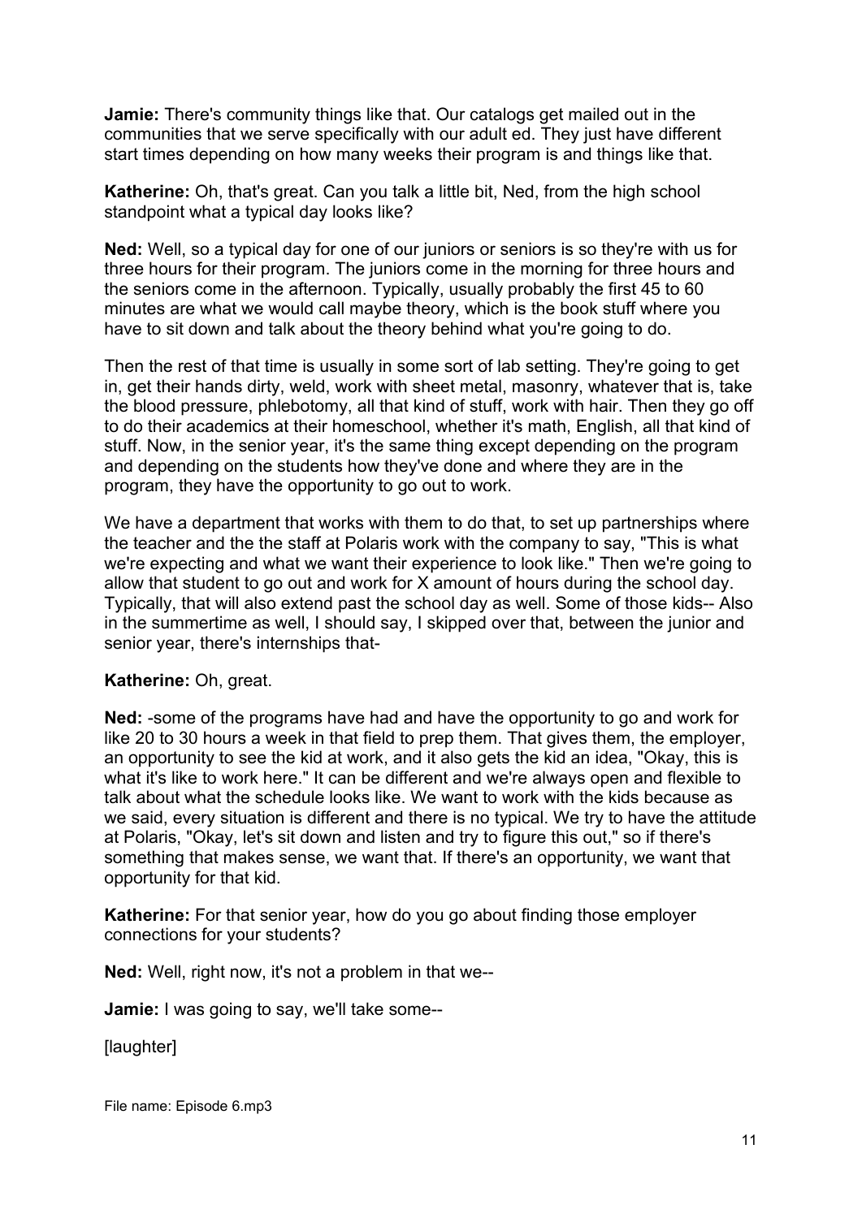**Jamie:** There's community things like that. Our catalogs get mailed out in the communities that we serve specifically with our adult ed. They just have different start times depending on how many weeks their program is and things like that.

**Katherine:** Oh, that's great. Can you talk a little bit, Ned, from the high school standpoint what a typical day looks like?

**Ned:** Well, so a typical day for one of our juniors or seniors is so they're with us for three hours for their program. The juniors come in the morning for three hours and the seniors come in the afternoon. Typically, usually probably the first 45 to 60 minutes are what we would call maybe theory, which is the book stuff where you have to sit down and talk about the theory behind what you're going to do.

Then the rest of that time is usually in some sort of lab setting. They're going to get in, get their hands dirty, weld, work with sheet metal, masonry, whatever that is, take the blood pressure, phlebotomy, all that kind of stuff, work with hair. Then they go off to do their academics at their homeschool, whether it's math, English, all that kind of stuff. Now, in the senior year, it's the same thing except depending on the program and depending on the students how they've done and where they are in the program, they have the opportunity to go out to work.

We have a department that works with them to do that, to set up partnerships where the teacher and the the staff at Polaris work with the company to say, "This is what we're expecting and what we want their experience to look like." Then we're going to allow that student to go out and work for X amount of hours during the school day. Typically, that will also extend past the school day as well. Some of those kids-- Also in the summertime as well, I should say, I skipped over that, between the junior and senior year, there's internships that-

**Katherine:** Oh, great.

**Ned:** -some of the programs have had and have the opportunity to go and work for like 20 to 30 hours a week in that field to prep them. That gives them, the employer, an opportunity to see the kid at work, and it also gets the kid an idea, "Okay, this is what it's like to work here." It can be different and we're always open and flexible to talk about what the schedule looks like. We want to work with the kids because as we said, every situation is different and there is no typical. We try to have the attitude at Polaris, "Okay, let's sit down and listen and try to figure this out," so if there's something that makes sense, we want that. If there's an opportunity, we want that opportunity for that kid.

**Katherine:** For that senior year, how do you go about finding those employer connections for your students?

**Ned:** Well, right now, it's not a problem in that we--

**Jamie:** I was going to say, we'll take some--

[laughter]

File name: Episode 6.mp3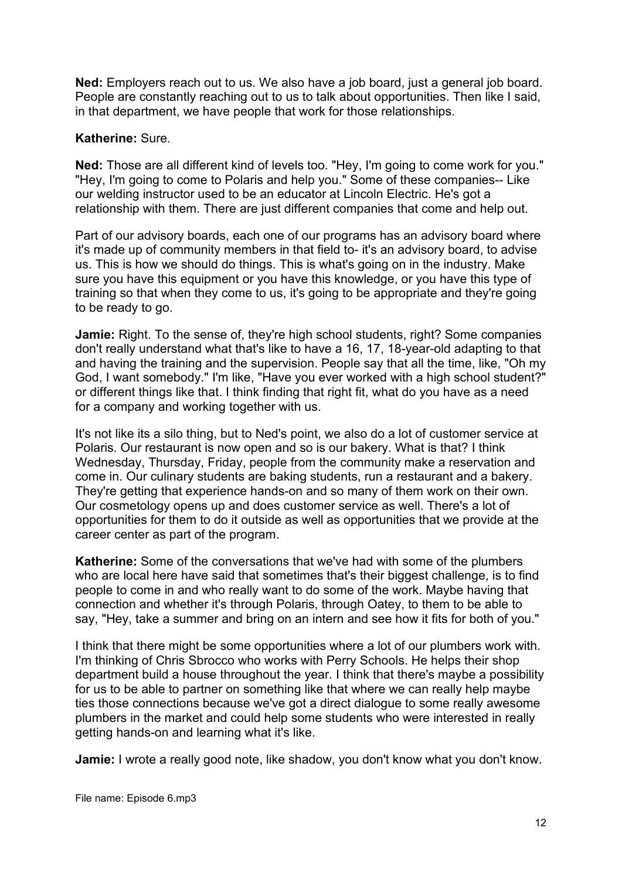**Ned:** Employers reach out to us. We also have a job board, just a general job board. People are constantly reaching out to us to talk about opportunities. Then like I said, in that department, we have people that work for those relationships.

**Katherine:** Sure.

**Ned:** Those are all different kind of levels too. "Hey, I'm going to come work for you." "Hey, I'm going to come to Polaris and help you." Some of these companies-- Like our welding instructor used to be an educator at Lincoln Electric. He's got a relationship with them. There are just different companies that come and help out.

Part of our advisory boards, each one of our programs has an advisory board where it's made up of community members in that field to- it's an advisory board, to advise us. This is how we should do things. This is what's going on in the industry. Make sure you have this equipment or you have this knowledge, or you have this type of training so that when they come to us, it's going to be appropriate and they're going to be ready to go.

**Jamie:** Right. To the sense of, they're high school students, right? Some companies don't really understand what that's like to have a 16, 17, 18-year-old adapting to that and having the training and the supervision. People say that all the time, like, "Oh my God, I want somebody." I'm like, "Have you ever worked with a high school student?" or different things like that. I think finding that right fit, what do you have as a need for a company and working together with us.

It's not like its a silo thing, but to Ned's point, we also do a lot of customer service at Polaris. Our restaurant is now open and so is our bakery. What is that? I think Wednesday, Thursday, Friday, people from the community make a reservation and come in. Our culinary students are baking students, run a restaurant and a bakery. They're getting that experience hands-on and so many of them work on their own. Our cosmetology opens up and does customer service as well. There's a lot of opportunities for them to do it outside as well as opportunities that we provide at the career center as part of the program.

**Katherine:** Some of the conversations that we've had with some of the plumbers who are local here have said that sometimes that's their biggest challenge, is to find people to come in and who really want to do some of the work. Maybe having that connection and whether it's through Polaris, through Oatey, to them to be able to say, "Hey, take a summer and bring on an intern and see how it fits for both of you."

I think that there might be some opportunities where a lot of our plumbers work with. I'm thinking of Chris Sbrocco who works with Perry Schools. He helps their shop department build a house throughout the year. I think that there's maybe a possibility for us to be able to partner on something like that where we can really help maybe ties those connections because we've got a direct dialogue to some really awesome plumbers in the market and could help some students who were interested in really getting hands-on and learning what it's like.

**Jamie:** I wrote a really good note, like shadow, you don't know what you don't know.

File name: Episode 6.mp3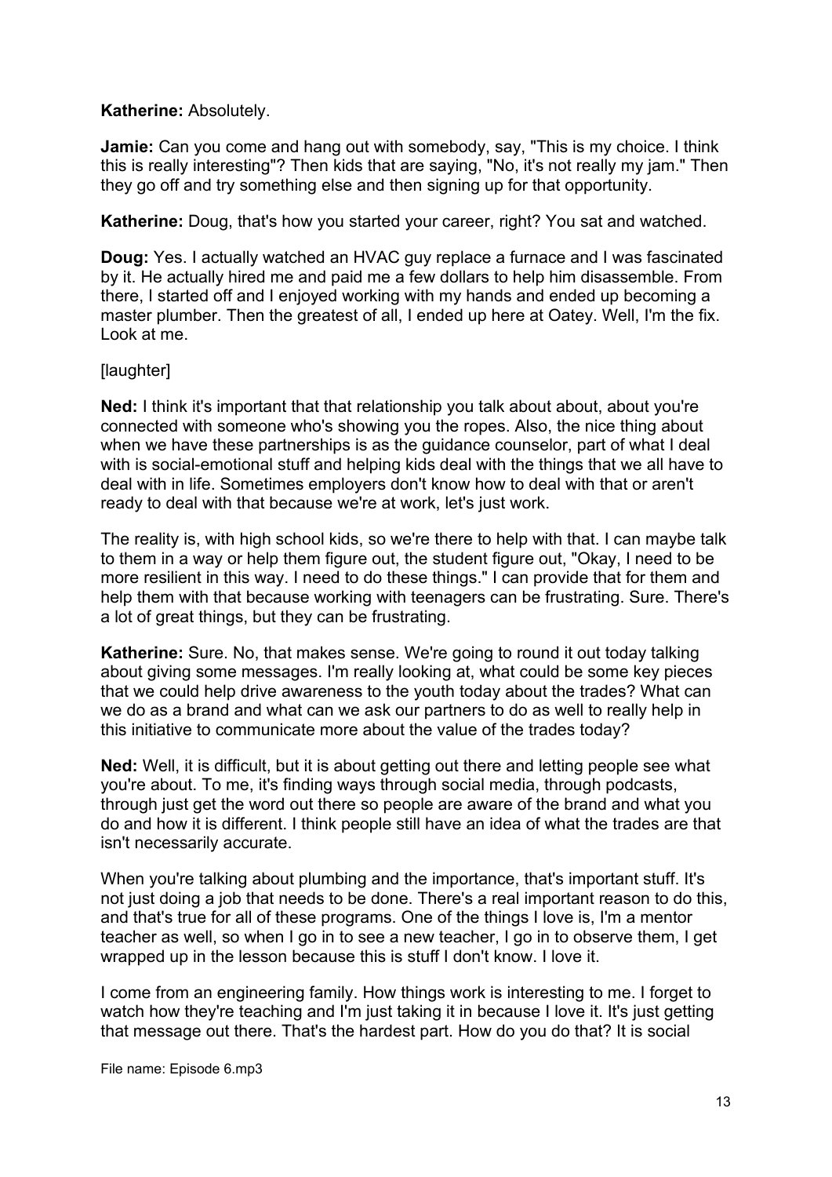**Katherine:** Absolutely.

**Jamie:** Can you come and hang out with somebody, say, "This is my choice. I think this is really interesting"? Then kids that are saying, "No, it's not really my jam." Then they go off and try something else and then signing up for that opportunity.

**Katherine:** Doug, that's how you started your career, right? You sat and watched.

**Doug:** Yes. I actually watched an HVAC guy replace a furnace and I was fascinated by it. He actually hired me and paid me a few dollars to help him disassemble. From there, I started off and I enjoyed working with my hands and ended up becoming a master plumber. Then the greatest of all, I ended up here at Oatey. Well, I'm the fix. Look at me.

[laughter]

**Ned:** I think it's important that that relationship you talk about about, about you're connected with someone who's showing you the ropes. Also, the nice thing about when we have these partnerships is as the guidance counselor, part of what I deal with is social-emotional stuff and helping kids deal with the things that we all have to deal with in life. Sometimes employers don't know how to deal with that or aren't ready to deal with that because we're at work, let's just work.

The reality is, with high school kids, so we're there to help with that. I can maybe talk to them in a way or help them figure out, the student figure out, "Okay, I need to be more resilient in this way. I need to do these things." I can provide that for them and help them with that because working with teenagers can be frustrating. Sure. There's a lot of great things, but they can be frustrating.

**Katherine:** Sure. No, that makes sense. We're going to round it out today talking about giving some messages. I'm really looking at, what could be some key pieces that we could help drive awareness to the youth today about the trades? What can we do as a brand and what can we ask our partners to do as well to really help in this initiative to communicate more about the value of the trades today?

**Ned:** Well, it is difficult, but it is about getting out there and letting people see what you're about. To me, it's finding ways through social media, through podcasts, through just get the word out there so people are aware of the brand and what you do and how it is different. I think people still have an idea of what the trades are that isn't necessarily accurate.

When you're talking about plumbing and the importance, that's important stuff. It's not just doing a job that needs to be done. There's a real important reason to do this, and that's true for all of these programs. One of the things I love is, I'm a mentor teacher as well, so when I go in to see a new teacher, I go in to observe them, I get wrapped up in the lesson because this is stuff I don't know. I love it.

I come from an engineering family. How things work is interesting to me. I forget to watch how they're teaching and I'm just taking it in because I love it. It's just getting that message out there. That's the hardest part. How do you do that? It is social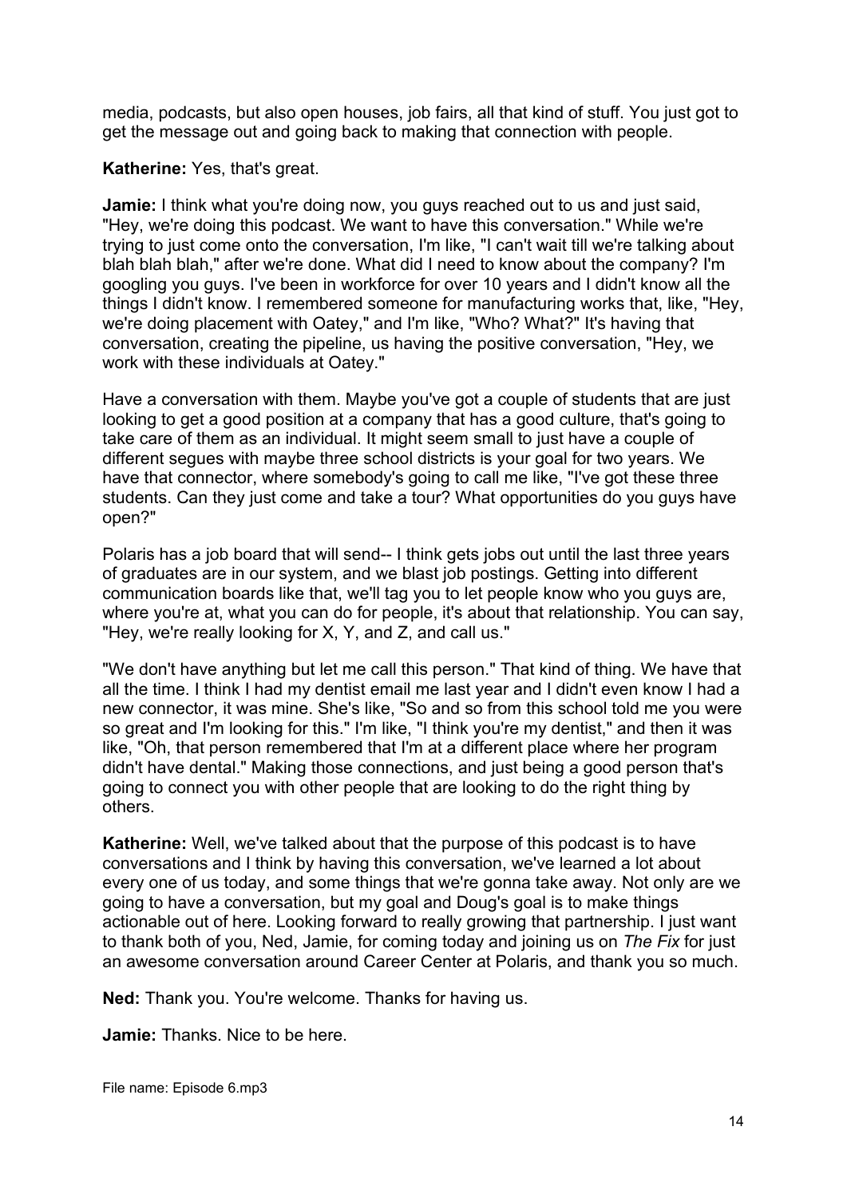media, podcasts, but also open houses, job fairs, all that kind of stuff. You just got to get the message out and going back to making that connection with people.

**Katherine:** Yes, that's great.

**Jamie:** I think what you're doing now, you guys reached out to us and just said, "Hey, we're doing this podcast. We want to have this conversation." While we're trying to just come onto the conversation, I'm like, "I can't wait till we're talking about blah blah blah," after we're done. What did I need to know about the company? I'm googling you guys. I've been in workforce for over 10 years and I didn't know all the things I didn't know. I remembered someone for manufacturing works that, like, "Hey, we're doing placement with Oatey," and I'm like, "Who? What?" It's having that conversation, creating the pipeline, us having the positive conversation, "Hey, we work with these individuals at Oatey."

Have a conversation with them. Maybe you've got a couple of students that are just looking to get a good position at a company that has a good culture, that's going to take care of them as an individual. It might seem small to just have a couple of different segues with maybe three school districts is your goal for two years. We have that connector, where somebody's going to call me like, "I've got these three students. Can they just come and take a tour? What opportunities do you guys have open?"

Polaris has a job board that will send-- I think gets jobs out until the last three years of graduates are in our system, and we blast job postings. Getting into different communication boards like that, we'll tag you to let people know who you guys are, where you're at, what you can do for people, it's about that relationship. You can say, "Hey, we're really looking for X, Y, and Z, and call us."

"We don't have anything but let me call this person." That kind of thing. We have that all the time. I think I had my dentist email me last year and I didn't even know I had a new connector, it was mine. She's like, "So and so from this school told me you were so great and I'm looking for this." I'm like, "I think you're my dentist," and then it was like, "Oh, that person remembered that I'm at a different place where her program didn't have dental." Making those connections, and just being a good person that's going to connect you with other people that are looking to do the right thing by others.

**Katherine:** Well, we've talked about that the purpose of this podcast is to have conversations and I think by having this conversation, we've learned a lot about every one of us today, and some things that we're gonna take away. Not only are we going to have a conversation, but my goal and Doug's goal is to make things actionable out of here. Looking forward to really growing that partnership. I just want to thank both of you, Ned, Jamie, for coming today and joining us on *The Fix* for just an awesome conversation around Career Center at Polaris, and thank you so much.

**Ned:** Thank you. You're welcome. Thanks for having us.

**Jamie:** Thanks. Nice to be here.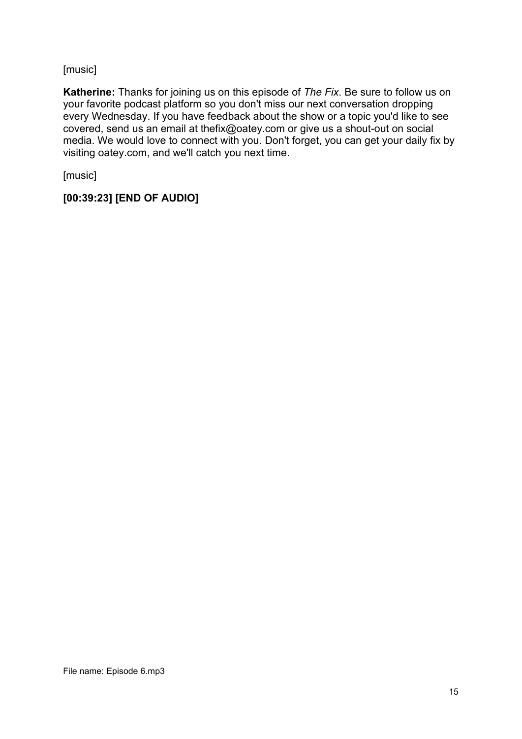[music]

**Katherine:** Thanks for joining us on this episode of *The Fix*. Be sure to follow us on your favorite podcast platform so you don't miss our next conversation dropping every Wednesday. If you have feedback about the show or a topic you'd like to see covered, send us an email at thefix@oatey.com or give us a shout-out on social media. We would love to connect with you. Don't forget, you can get your daily fix by visiting oatey.com, and we'll catch you next time.

[music]

**[00:39:23] [END OF AUDIO]**

File name: Episode 6.mp3